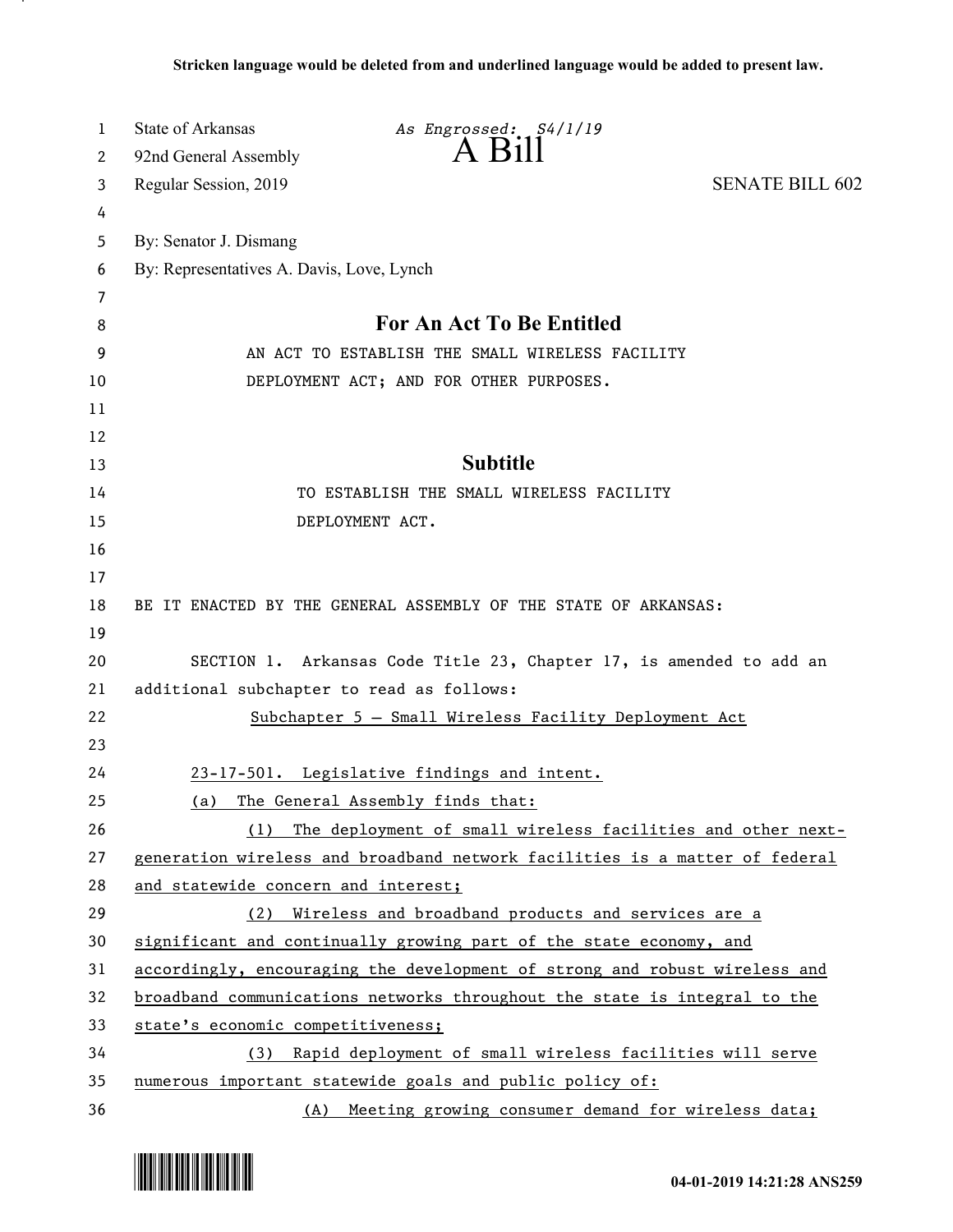Stricken language would be deleted from and underlined language would be added to present law.

State of Arkansas — *As Engrossed: S4/1/19*
92nd General Assembly

# A Bill

Regular Session, 2019 — SENATE BILL 602

By: Senator J. Dismang
By: Representatives A. Davis, Love, Lynch

## For An Act To Be Entitled

AN ACT TO ESTABLISH THE SMALL WIRELESS FACILITY DEPLOYMENT ACT; AND FOR OTHER PURPOSES.

## Subtitle

TO ESTABLISH THE SMALL WIRELESS FACILITY DEPLOYMENT ACT.

BE IT ENACTED BY THE GENERAL ASSEMBLY OF THE STATE OF ARKANSAS:

SECTION 1. Arkansas Code Title 23, Chapter 17, is amended to add an additional subchapter to read as follows:

<u>Subchapter 5 — Small Wireless Facility Deployment Act</u>

<u>23-17-501. Legislative findings and intent.</u>

<u>(a) The General Assembly finds that:</u>

<u>(1) The deployment of small wireless facilities and other next-generation wireless and broadband network facilities is a matter of federal and statewide concern and interest;</u>

<u>(2) Wireless and broadband products and services are a significant and continually growing part of the state economy, and accordingly, encouraging the development of strong and robust wireless and broadband communications networks throughout the state is integral to the state's economic competitiveness;</u>

<u>(3) Rapid deployment of small wireless facilities will serve numerous important statewide goals and public policy of:</u>

<u>(A) Meeting growing consumer demand for wireless data;</u>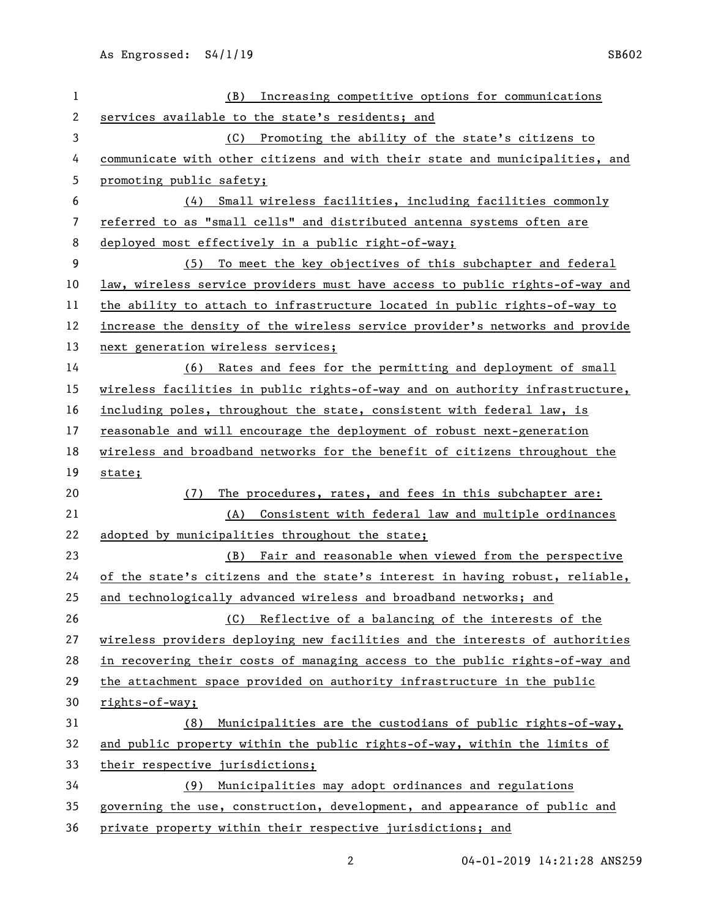(B) Increasing competitive options for communications services available to the state's residents; and

(C) Promoting the ability of the state's citizens to communicate with other citizens and with their state and municipalities, and promoting public safety;

(4) Small wireless facilities, including facilities commonly referred to as "small cells" and distributed antenna systems often are deployed most effectively in a public right-of-way;

(5) To meet the key objectives of this subchapter and federal law, wireless service providers must have access to public rights-of-way and the ability to attach to infrastructure located in public rights-of-way to increase the density of the wireless service provider's networks and provide next generation wireless services;

(6) Rates and fees for the permitting and deployment of small wireless facilities in public rights-of-way and on authority infrastructure, including poles, throughout the state, consistent with federal law, is reasonable and will encourage the deployment of robust next-generation wireless and broadband networks for the benefit of citizens throughout the state;

(7) The procedures, rates, and fees in this subchapter are:

(A) Consistent with federal law and multiple ordinances adopted by municipalities throughout the state;

(B) Fair and reasonable when viewed from the perspective of the state's citizens and the state's interest in having robust, reliable, and technologically advanced wireless and broadband networks; and

(C) Reflective of a balancing of the interests of the wireless providers deploying new facilities and the interests of authorities in recovering their costs of managing access to the public rights-of-way and the attachment space provided on authority infrastructure in the public rights-of-way;

(8) Municipalities are the custodians of public rights-of-way, and public property within the public rights-of-way, within the limits of their respective jurisdictions;

(9) Municipalities may adopt ordinances and regulations governing the use, construction, development, and appearance of public and private property within their respective jurisdictions; and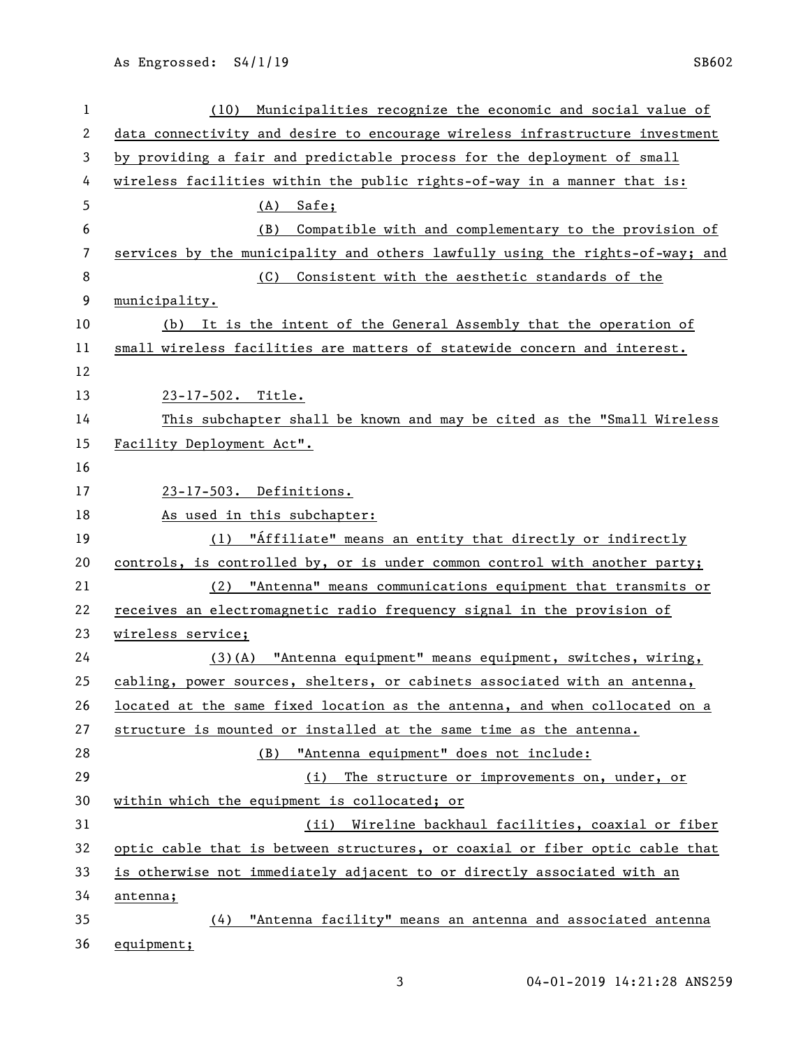(10) Municipalities recognize the economic and social value of data connectivity and desire to encourage wireless infrastructure investment by providing a fair and predictable process for the deployment of small wireless facilities within the public rights-of-way in a manner that is:

(A) Safe;

(B) Compatible with and complementary to the provision of services by the municipality and others lawfully using the rights-of-way; and

(C) Consistent with the aesthetic standards of the municipality.

(b) It is the intent of the General Assembly that the operation of small wireless facilities are matters of statewide concern and interest.

23-17-502. Title.

This subchapter shall be known and may be cited as the "Small Wireless Facility Deployment Act".

23-17-503. Definitions.

As used in this subchapter:

(1) "Áffiliate" means an entity that directly or indirectly controls, is controlled by, or is under common control with another party;

(2) "Antenna" means communications equipment that transmits or receives an electromagnetic radio frequency signal in the provision of wireless service;

(3)(A) "Antenna equipment" means equipment, switches, wiring, cabling, power sources, shelters, or cabinets associated with an antenna, located at the same fixed location as the antenna, and when collocated on a structure is mounted or installed at the same time as the antenna.

(B) "Antenna equipment" does not include:

(i) The structure or improvements on, under, or within which the equipment is collocated; or

(ii) Wireline backhaul facilities, coaxial or fiber optic cable that is between structures, or coaxial or fiber optic cable that is otherwise not immediately adjacent to or directly associated with an antenna;

(4) "Antenna facility" means an antenna and associated antenna equipment;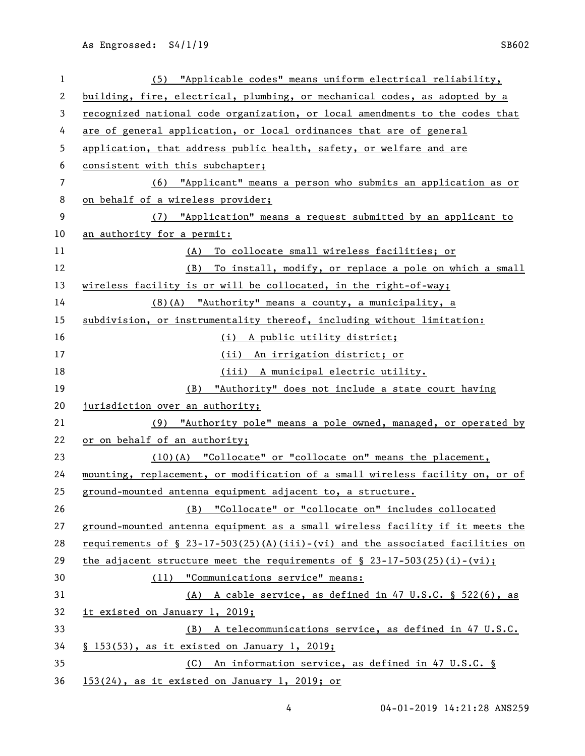(5) "Applicable codes" means uniform electrical reliability, building, fire, electrical, plumbing, or mechanical codes, as adopted by a recognized national code organization, or local amendments to the codes that are of general application, or local ordinances that are of general application, that address public health, safety, or welfare and are consistent with this subchapter;

(6) "Applicant" means a person who submits an application as or on behalf of a wireless provider;

(7) "Application" means a request submitted by an applicant to an authority for a permit:

(A) To collocate small wireless facilities; or

(B) To install, modify, or replace a pole on which a small wireless facility is or will be collocated, in the right-of-way;

(8)(A) "Authority" means a county, a municipality, a subdivision, or instrumentality thereof, including without limitation:

(i) A public utility district;

(ii) An irrigation district; or

(iii) A municipal electric utility.

(B) "Authority" does not include a state court having jurisdiction over an authority;

(9) "Authority pole" means a pole owned, managed, or operated by or on behalf of an authority;

(10)(A) "Collocate" or "collocate on" means the placement, mounting, replacement, or modification of a small wireless facility on, or of ground-mounted antenna equipment adjacent to, a structure.

(B) "Collocate" or "collocate on" includes collocated ground-mounted antenna equipment as a small wireless facility if it meets the requirements of § 23-17-503(25)(A)(iii)-(vi) and the associated facilities on the adjacent structure meet the requirements of § 23-17-503(25)(i)-(vi);

(11) "Communications service" means:

(A) A cable service, as defined in 47 U.S.C. § 522(6), as it existed on January 1, 2019;

(B) A telecommunications service, as defined in 47 U.S.C. § 153(53), as it existed on January 1, 2019;

(C) An information service, as defined in 47 U.S.C. § 153(24), as it existed on January 1, 2019; or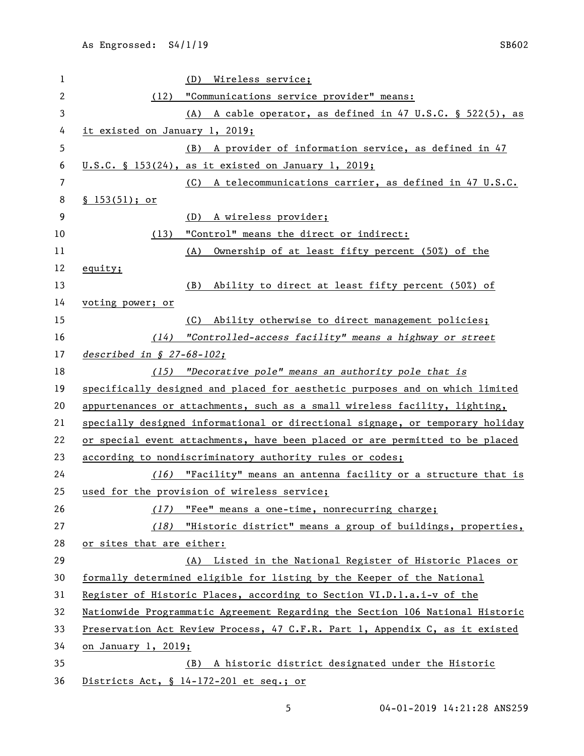(D) Wireless service;

(12) "Communications service provider" means:

(A) A cable operator, as defined in 47 U.S.C. § 522(5), as it existed on January 1, 2019;

(B) A provider of information service, as defined in 47 U.S.C. § 153(24), as it existed on January 1, 2019;

(C) A telecommunications carrier, as defined in 47 U.S.C. § 153(51); or

(D) A wireless provider;

(13) "Control" means the direct or indirect:

(A) Ownership of at least fifty percent (50%) of the equity;

(B) Ability to direct at least fifty percent (50%) of voting power; or

(C) Ability otherwise to direct management policies;

*(14) "Controlled-access facility" means a highway or street described in § 27-68-102;*

*(15)* "Decorative pole" means an authority pole that is specifically designed and placed for aesthetic purposes and on which limited appurtenances or attachments, such as a small wireless facility, lighting, specially designed informational or directional signage, or temporary holiday or special event attachments, have been placed or are permitted to be placed according to nondiscriminatory authority rules or codes;

*(16)* "Facility" means an antenna facility or a structure that is used for the provision of wireless service;

*(17)* "Fee" means a one-time, nonrecurring charge;

*(18)* "Historic district" means a group of buildings, properties, or sites that are either:

(A) Listed in the National Register of Historic Places or formally determined eligible for listing by the Keeper of the National Register of Historic Places, according to Section VI.D.1.a.i-v of the Nationwide Programmatic Agreement Regarding the Section 106 National Historic Preservation Act Review Process, 47 C.F.R. Part 1, Appendix C, as it existed on January 1, 2019;

(B) A historic district designated under the Historic Districts Act, § 14-172-201 et seq.; or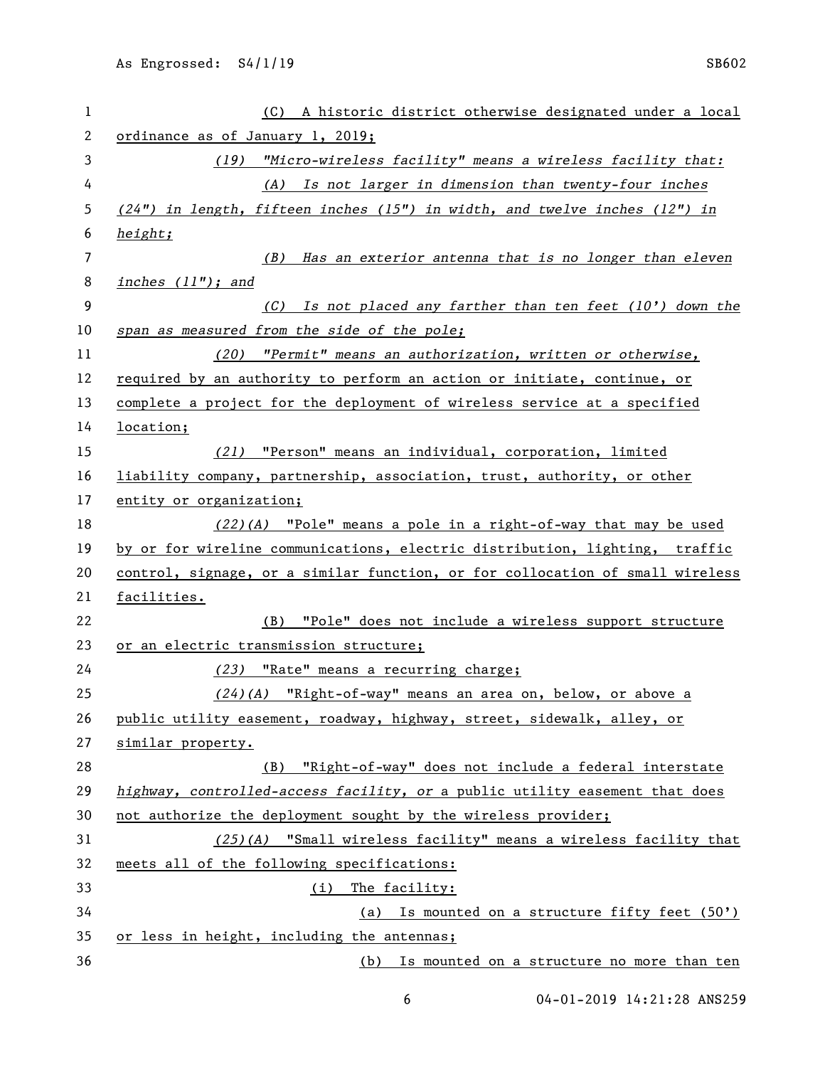(C) A historic district otherwise designated under a local ordinance as of January 1, 2019;

*(19) "Micro-wireless facility" means a wireless facility that:*

*(A) Is not larger in dimension than twenty-four inches (24") in length, fifteen inches (15") in width, and twelve inches (12") in height;*

*(B) Has an exterior antenna that is no longer than eleven inches (11"); and*

*(C) Is not placed any farther than ten feet (10') down the span as measured from the side of the pole;*

*(20) "Permit" means an authorization, written or otherwise,* required by an authority to perform an action or initiate, continue, or complete a project for the deployment of wireless service at a specified location;

*(21)* "Person" means an individual, corporation, limited liability company, partnership, association, trust, authority, or other entity or organization;

*(22)(A)* "Pole" means a pole in a right-of-way that may be used by or for wireline communications, electric distribution, lighting, traffic control, signage, or a similar function, or for collocation of small wireless facilities.

(B) "Pole" does not include a wireless support structure or an electric transmission structure;

*(23)* "Rate" means a recurring charge;

*(24)(A)* "Right-of-way" means an area on, below, or above a public utility easement, roadway, highway, street, sidewalk, alley, or similar property.

(B) "Right-of-way" does not include a federal interstate *highway, controlled-access facility, or* a public utility easement that does not authorize the deployment sought by the wireless provider;

*(25)(A)* "Small wireless facility" means a wireless facility that meets all of the following specifications:

(i) The facility:

(a) Is mounted on a structure fifty feet (50') or less in height, including the antennas;

(b) Is mounted on a structure no more than ten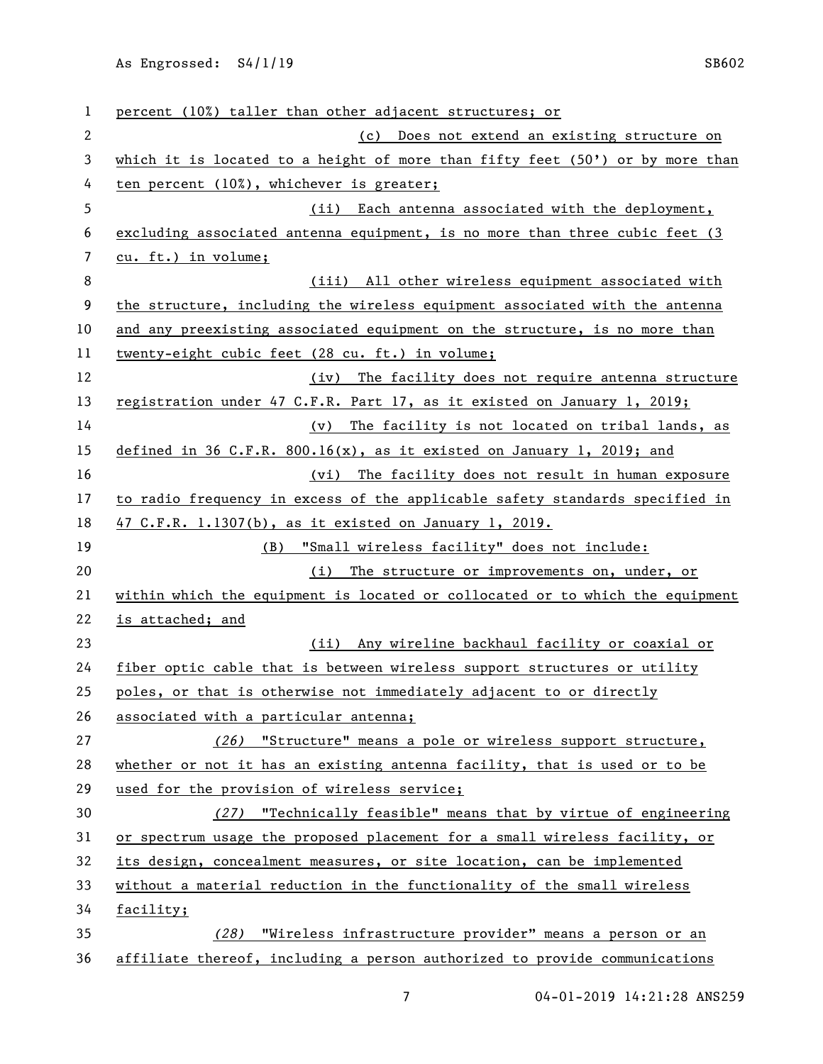percent (10%) taller than other adjacent structures; or

(c) Does not extend an existing structure on which it is located to a height of more than fifty feet (50') or by more than ten percent (10%), whichever is greater;

(ii) Each antenna associated with the deployment, excluding associated antenna equipment, is no more than three cubic feet (3 cu. ft.) in volume;

(iii) All other wireless equipment associated with the structure, including the wireless equipment associated with the antenna and any preexisting associated equipment on the structure, is no more than twenty-eight cubic feet (28 cu. ft.) in volume;

(iv) The facility does not require antenna structure registration under 47 C.F.R. Part 17, as it existed on January 1, 2019;

(v) The facility is not located on tribal lands, as defined in 36 C.F.R. 800.16(x), as it existed on January 1, 2019; and

(vi) The facility does not result in human exposure to radio frequency in excess of the applicable safety standards specified in 47 C.F.R. 1.1307(b), as it existed on January 1, 2019.

(B) "Small wireless facility" does not include:

(i) The structure or improvements on, under, or within which the equipment is located or collocated or to which the equipment is attached; and

(ii) Any wireline backhaul facility or coaxial or fiber optic cable that is between wireless support structures or utility poles, or that is otherwise not immediately adjacent to or directly associated with a particular antenna;

*(26)* "Structure" means a pole or wireless support structure, whether or not it has an existing antenna facility, that is used or to be used for the provision of wireless service;

*(27)* "Technically feasible" means that by virtue of engineering or spectrum usage the proposed placement for a small wireless facility, or its design, concealment measures, or site location, can be implemented without a material reduction in the functionality of the small wireless facility;

*(28)* "Wireless infrastructure provider" means a person or an affiliate thereof, including a person authorized to provide communications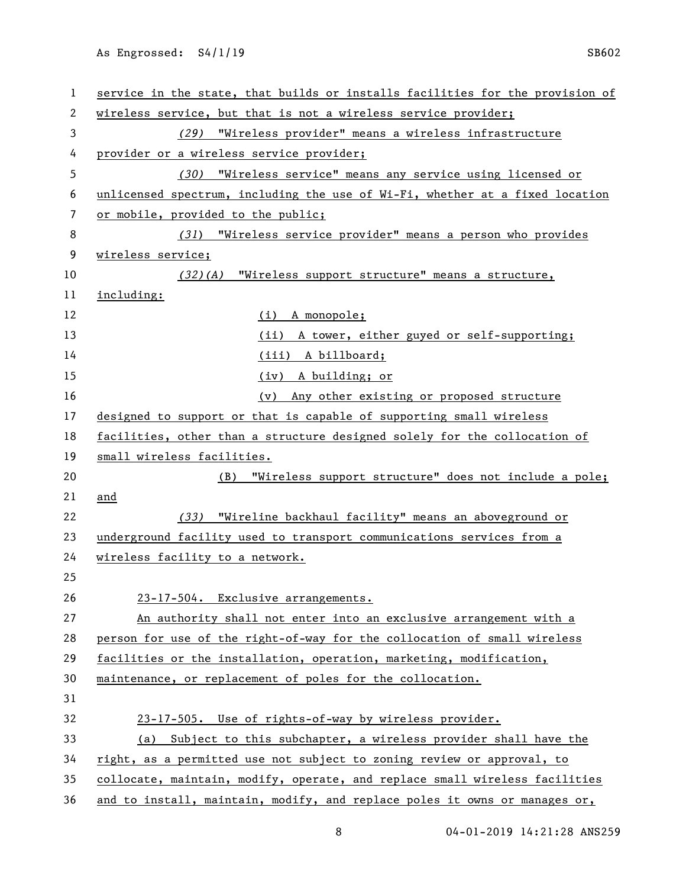service in the state, that builds or installs facilities for the provision of wireless service, but that is not a wireless service provider;

*(29)* "Wireless provider" means a wireless infrastructure provider or a wireless service provider;

*(30)* "Wireless service" means any service using licensed or unlicensed spectrum, including the use of Wi-Fi, whether at a fixed location or mobile, provided to the public;

*(31)* "Wireless service provider" means a person who provides wireless service;

*(32)(A)* "Wireless support structure" means a structure, including:

(i) A monopole;

(ii) A tower, either guyed or self-supporting;

(iii) A billboard;

(iv) A building; or

(v) Any other existing or proposed structure designed to support or that is capable of supporting small wireless facilities, other than a structure designed solely for the collocation of small wireless facilities.

(B) "Wireless support structure" does not include a pole; and

*(33)* "Wireline backhaul facility" means an aboveground or underground facility used to transport communications services from a wireless facility to a network.

23-17-504. Exclusive arrangements.

An authority shall not enter into an exclusive arrangement with a person for use of the right-of-way for the collocation of small wireless facilities or the installation, operation, marketing, modification, maintenance, or replacement of poles for the collocation.

23-17-505. Use of rights-of-way by wireless provider.

(a) Subject to this subchapter, a wireless provider shall have the right, as a permitted use not subject to zoning review or approval, to collocate, maintain, modify, operate, and replace small wireless facilities and to install, maintain, modify, and replace poles it owns or manages or,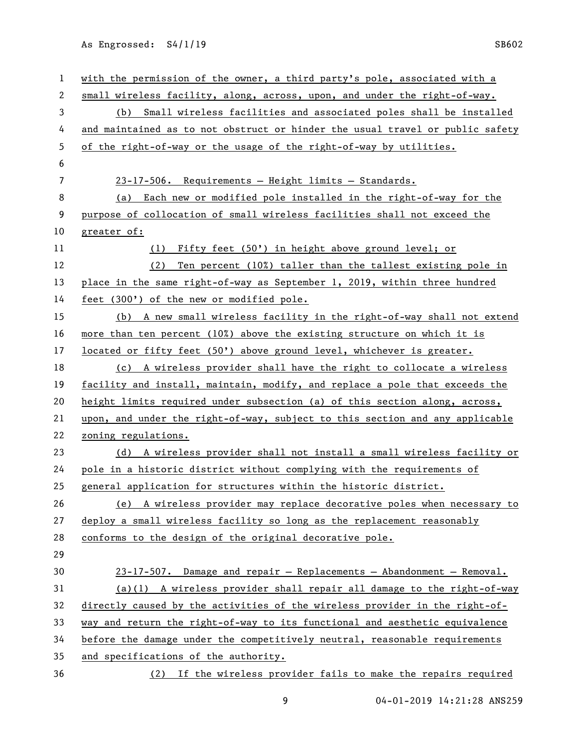with the permission of the owner, a third party's pole, associated with a small wireless facility, along, across, upon, and under the right-of-way.

(b) Small wireless facilities and associated poles shall be installed and maintained as to not obstruct or hinder the usual travel or public safety of the right-of-way or the usage of the right-of-way by utilities.

23-17-506. Requirements — Height limits — Standards.

(a) Each new or modified pole installed in the right-of-way for the purpose of collocation of small wireless facilities shall not exceed the greater of:

(1) Fifty feet (50') in height above ground level; or

(2) Ten percent (10%) taller than the tallest existing pole in place in the same right-of-way as September 1, 2019, within three hundred feet (300') of the new or modified pole.

(b) A new small wireless facility in the right-of-way shall not extend more than ten percent (10%) above the existing structure on which it is located or fifty feet (50') above ground level, whichever is greater.

(c) A wireless provider shall have the right to collocate a wireless facility and install, maintain, modify, and replace a pole that exceeds the height limits required under subsection (a) of this section along, across, upon, and under the right-of-way, subject to this section and any applicable zoning regulations.

(d) A wireless provider shall not install a small wireless facility or pole in a historic district without complying with the requirements of general application for structures within the historic district.

(e) A wireless provider may replace decorative poles when necessary to deploy a small wireless facility so long as the replacement reasonably conforms to the design of the original decorative pole.

23-17-507. Damage and repair — Replacements — Abandonment — Removal.

(a)(1) A wireless provider shall repair all damage to the right-of-way directly caused by the activities of the wireless provider in the right-of-way and return the right-of-way to its functional and aesthetic equivalence before the damage under the competitively neutral, reasonable requirements and specifications of the authority.

(2) If the wireless provider fails to make the repairs required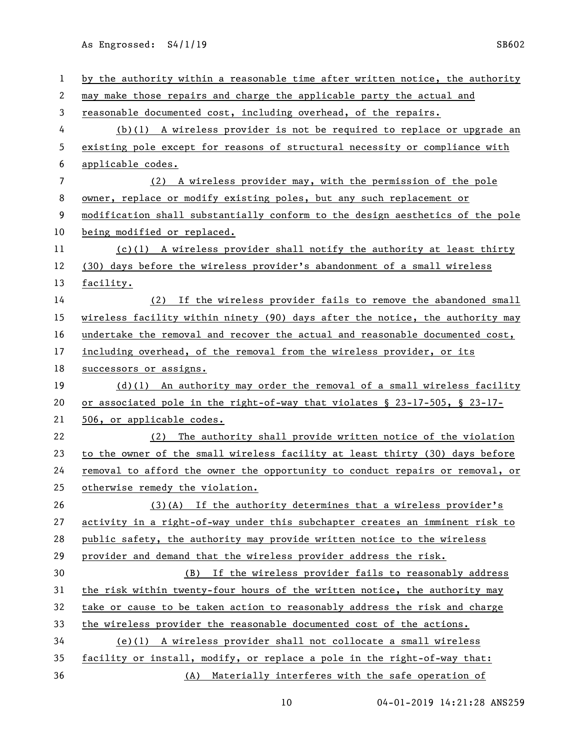by the authority within a reasonable time after written notice, the authority may make those repairs and charge the applicable party the actual and reasonable documented cost, including overhead, of the repairs.

(b)(1) A wireless provider is not be required to replace or upgrade an existing pole except for reasons of structural necessity or compliance with applicable codes.

(2) A wireless provider may, with the permission of the pole owner, replace or modify existing poles, but any such replacement or modification shall substantially conform to the design aesthetics of the pole being modified or replaced.

(c)(1) A wireless provider shall notify the authority at least thirty (30) days before the wireless provider's abandonment of a small wireless facility.

(2) If the wireless provider fails to remove the abandoned small wireless facility within ninety (90) days after the notice, the authority may undertake the removal and recover the actual and reasonable documented cost, including overhead, of the removal from the wireless provider, or its successors or assigns.

(d)(1) An authority may order the removal of a small wireless facility or associated pole in the right-of-way that violates § 23-17-505, § 23-17-506, or applicable codes.

(2) The authority shall provide written notice of the violation to the owner of the small wireless facility at least thirty (30) days before removal to afford the owner the opportunity to conduct repairs or removal, or otherwise remedy the violation.

(3)(A) If the authority determines that a wireless provider's activity in a right-of-way under this subchapter creates an imminent risk to public safety, the authority may provide written notice to the wireless provider and demand that the wireless provider address the risk.

(B) If the wireless provider fails to reasonably address the risk within twenty-four hours of the written notice, the authority may take or cause to be taken action to reasonably address the risk and charge the wireless provider the reasonable documented cost of the actions.

(e)(1) A wireless provider shall not collocate a small wireless facility or install, modify, or replace a pole in the right-of-way that:

(A) Materially interferes with the safe operation of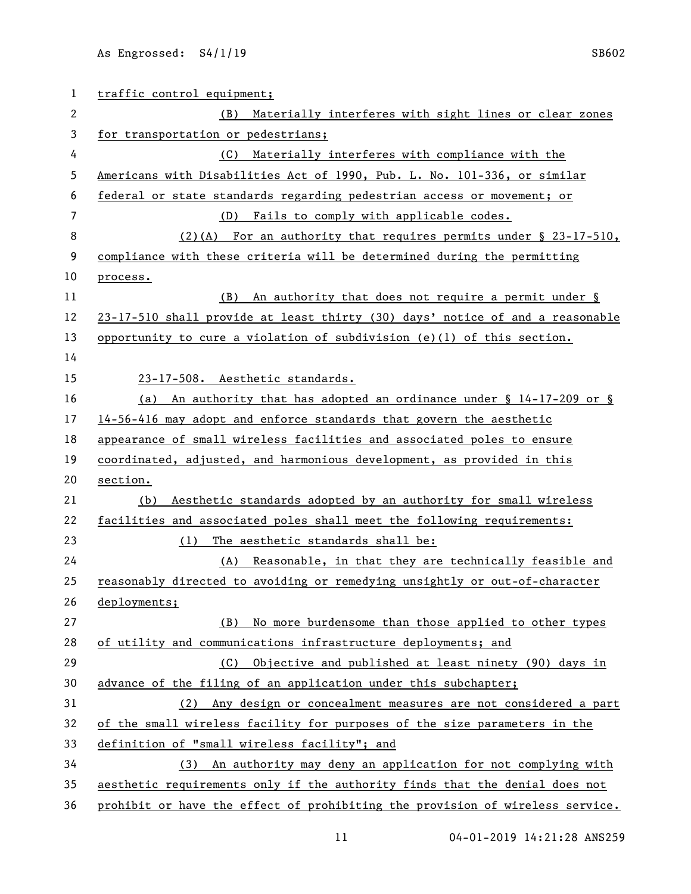traffic control equipment;

(B) Materially interferes with sight lines or clear zones for transportation or pedestrians;

(C) Materially interferes with compliance with the Americans with Disabilities Act of 1990, Pub. L. No. 101-336, or similar federal or state standards regarding pedestrian access or movement; or

(D) Fails to comply with applicable codes.

(2)(A) For an authority that requires permits under § 23-17-510, compliance with these criteria will be determined during the permitting process.

(B) An authority that does not require a permit under § 23-17-510 shall provide at least thirty (30) days' notice of and a reasonable opportunity to cure a violation of subdivision (e)(1) of this section.

23-17-508. Aesthetic standards.

(a) An authority that has adopted an ordinance under § 14-17-209 or § 14-56-416 may adopt and enforce standards that govern the aesthetic appearance of small wireless facilities and associated poles to ensure coordinated, adjusted, and harmonious development, as provided in this section.

(b) Aesthetic standards adopted by an authority for small wireless facilities and associated poles shall meet the following requirements:

(1) The aesthetic standards shall be:

(A) Reasonable, in that they are technically feasible and reasonably directed to avoiding or remedying unsightly or out-of-character deployments;

(B) No more burdensome than those applied to other types of utility and communications infrastructure deployments; and

(C) Objective and published at least ninety (90) days in advance of the filing of an application under this subchapter;

(2) Any design or concealment measures are not considered a part of the small wireless facility for purposes of the size parameters in the definition of "small wireless facility"; and

(3) An authority may deny an application for not complying with aesthetic requirements only if the authority finds that the denial does not prohibit or have the effect of prohibiting the provision of wireless service.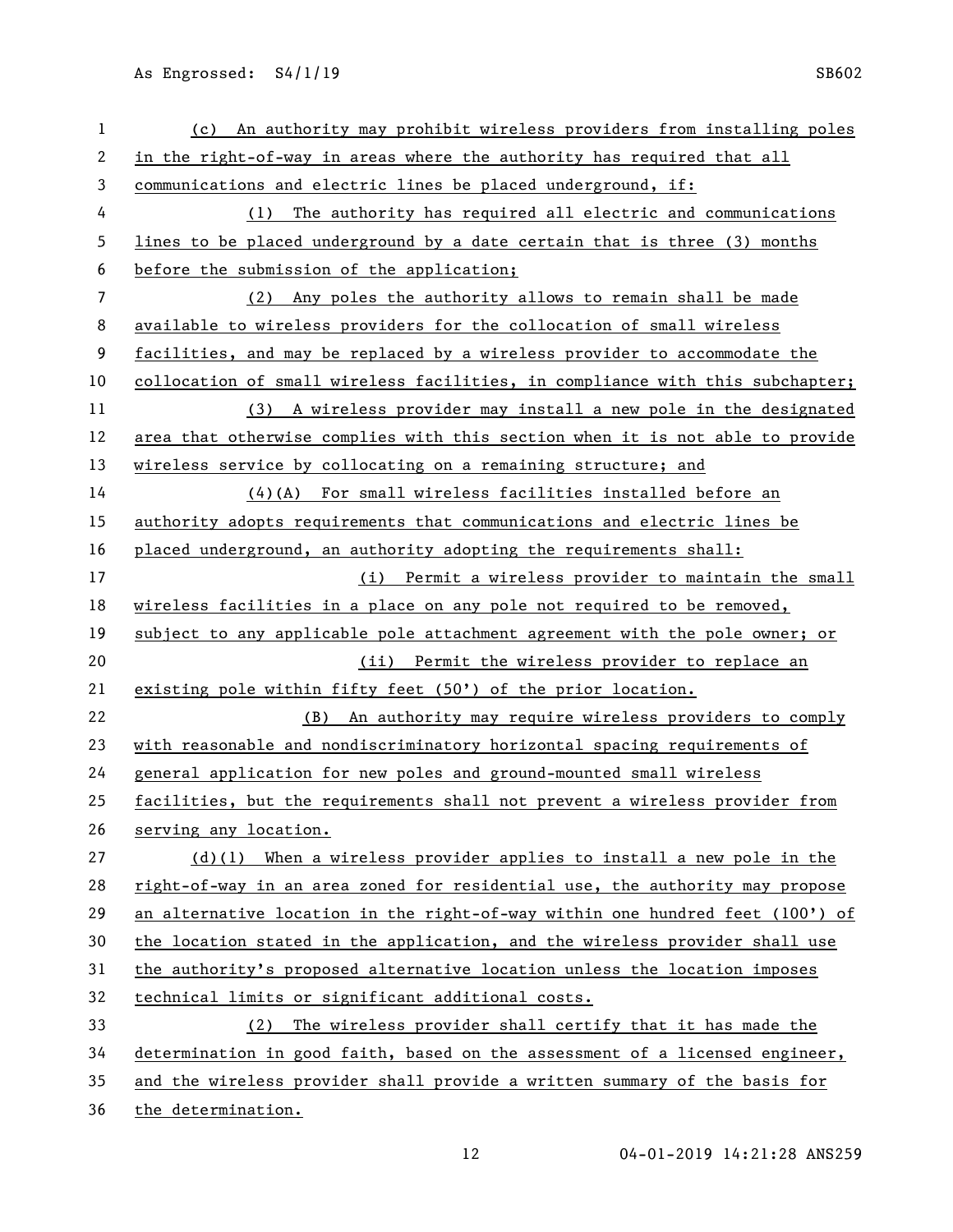(c) An authority may prohibit wireless providers from installing poles in the right-of-way in areas where the authority has required that all communications and electric lines be placed underground, if:

(1) The authority has required all electric and communications lines to be placed underground by a date certain that is three (3) months before the submission of the application;

(2) Any poles the authority allows to remain shall be made available to wireless providers for the collocation of small wireless facilities, and may be replaced by a wireless provider to accommodate the collocation of small wireless facilities, in compliance with this subchapter;

(3) A wireless provider may install a new pole in the designated area that otherwise complies with this section when it is not able to provide wireless service by collocating on a remaining structure; and

(4)(A) For small wireless facilities installed before an authority adopts requirements that communications and electric lines be placed underground, an authority adopting the requirements shall:

(i) Permit a wireless provider to maintain the small wireless facilities in a place on any pole not required to be removed, subject to any applicable pole attachment agreement with the pole owner; or

(ii) Permit the wireless provider to replace an existing pole within fifty feet (50') of the prior location.

(B) An authority may require wireless providers to comply with reasonable and nondiscriminatory horizontal spacing requirements of general application for new poles and ground-mounted small wireless facilities, but the requirements shall not prevent a wireless provider from serving any location.

(d)(1) When a wireless provider applies to install a new pole in the right-of-way in an area zoned for residential use, the authority may propose an alternative location in the right-of-way within one hundred feet (100') of the location stated in the application, and the wireless provider shall use the authority's proposed alternative location unless the location imposes technical limits or significant additional costs.

(2) The wireless provider shall certify that it has made the determination in good faith, based on the assessment of a licensed engineer, and the wireless provider shall provide a written summary of the basis for the determination.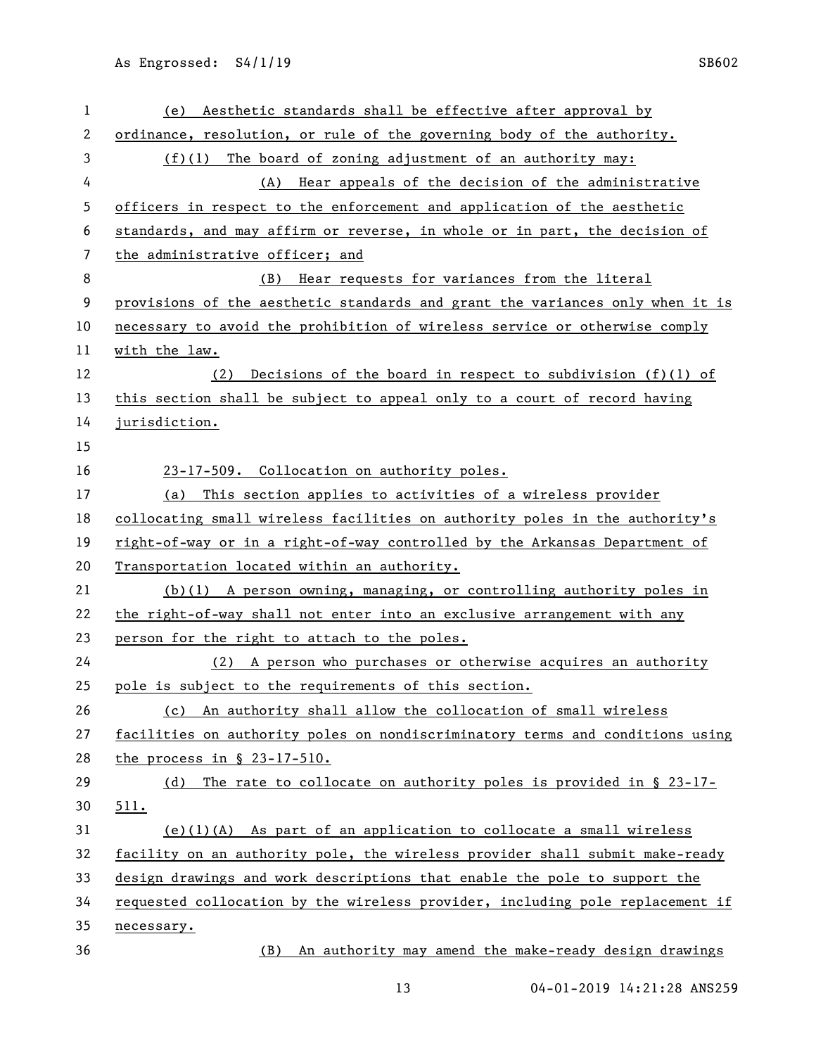(e) Aesthetic standards shall be effective after approval by ordinance, resolution, or rule of the governing body of the authority.

(f)(1) The board of zoning adjustment of an authority may:

(A) Hear appeals of the decision of the administrative officers in respect to the enforcement and application of the aesthetic standards, and may affirm or reverse, in whole or in part, the decision of the administrative officer; and

(B) Hear requests for variances from the literal provisions of the aesthetic standards and grant the variances only when it is necessary to avoid the prohibition of wireless service or otherwise comply with the law.

(2) Decisions of the board in respect to subdivision (f)(1) of this section shall be subject to appeal only to a court of record having jurisdiction.

23-17-509. Collocation on authority poles.

(a) This section applies to activities of a wireless provider collocating small wireless facilities on authority poles in the authority's right-of-way or in a right-of-way controlled by the Arkansas Department of Transportation located within an authority.

(b)(1) A person owning, managing, or controlling authority poles in the right-of-way shall not enter into an exclusive arrangement with any person for the right to attach to the poles.

(2) A person who purchases or otherwise acquires an authority pole is subject to the requirements of this section.

(c) An authority shall allow the collocation of small wireless facilities on authority poles on nondiscriminatory terms and conditions using the process in § 23-17-510.

(d) The rate to collocate on authority poles is provided in § 23-17-511.

(e)(1)(A) As part of an application to collocate a small wireless facility on an authority pole, the wireless provider shall submit make-ready design drawings and work descriptions that enable the pole to support the requested collocation by the wireless provider, including pole replacement if necessary.

(B) An authority may amend the make-ready design drawings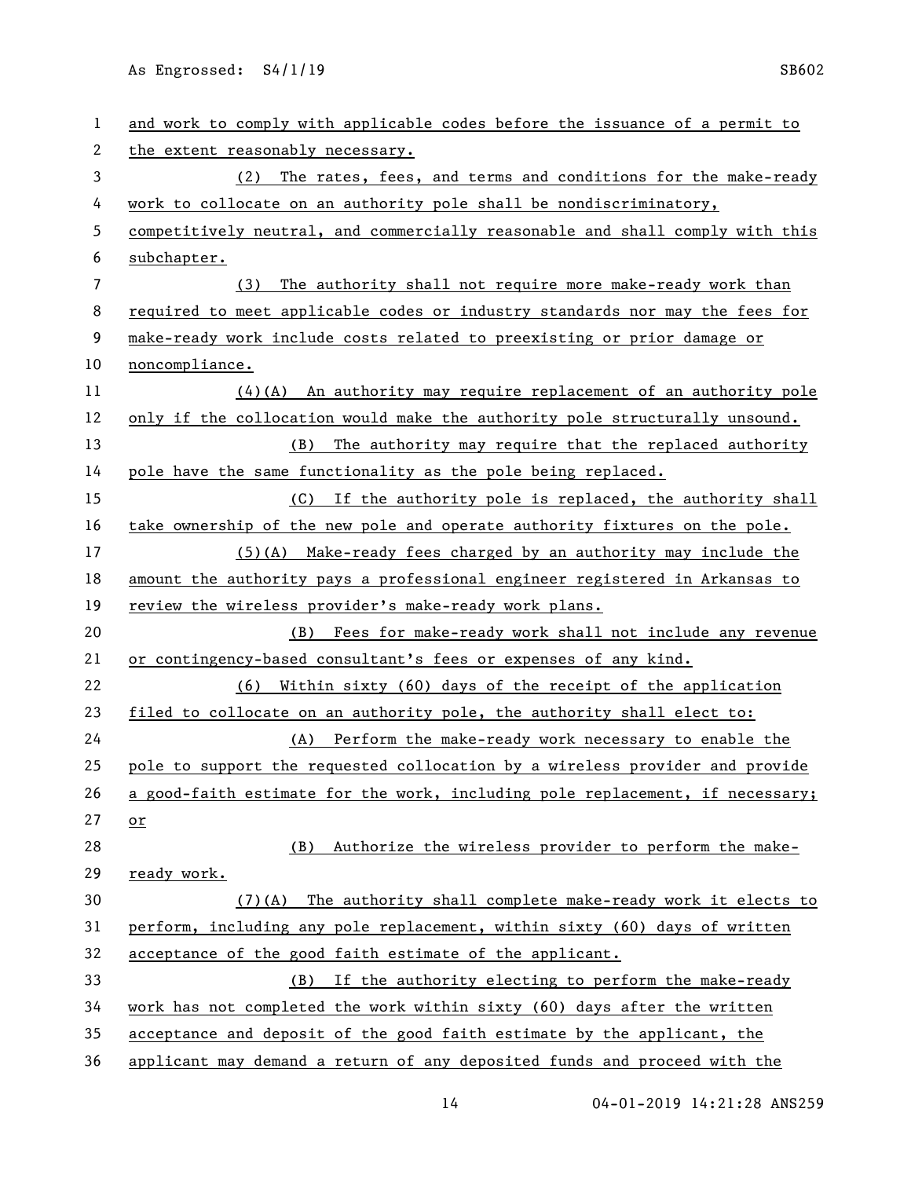and work to comply with applicable codes before the issuance of a permit to the extent reasonably necessary.

(2) The rates, fees, and terms and conditions for the make-ready work to collocate on an authority pole shall be nondiscriminatory, competitively neutral, and commercially reasonable and shall comply with this subchapter.

(3) The authority shall not require more make-ready work than required to meet applicable codes or industry standards nor may the fees for make-ready work include costs related to preexisting or prior damage or noncompliance.

(4)(A) An authority may require replacement of an authority pole only if the collocation would make the authority pole structurally unsound.

(B) The authority may require that the replaced authority pole have the same functionality as the pole being replaced.

(C) If the authority pole is replaced, the authority shall take ownership of the new pole and operate authority fixtures on the pole.

(5)(A) Make-ready fees charged by an authority may include the amount the authority pays a professional engineer registered in Arkansas to review the wireless provider's make-ready work plans.

(B) Fees for make-ready work shall not include any revenue or contingency-based consultant's fees or expenses of any kind.

(6) Within sixty (60) days of the receipt of the application filed to collocate on an authority pole, the authority shall elect to:

(A) Perform the make-ready work necessary to enable the pole to support the requested collocation by a wireless provider and provide a good-faith estimate for the work, including pole replacement, if necessary; or

(B) Authorize the wireless provider to perform the make-ready work.

(7)(A) The authority shall complete make-ready work it elects to perform, including any pole replacement, within sixty (60) days of written acceptance of the good faith estimate of the applicant.

(B) If the authority electing to perform the make-ready work has not completed the work within sixty (60) days after the written acceptance and deposit of the good faith estimate by the applicant, the applicant may demand a return of any deposited funds and proceed with the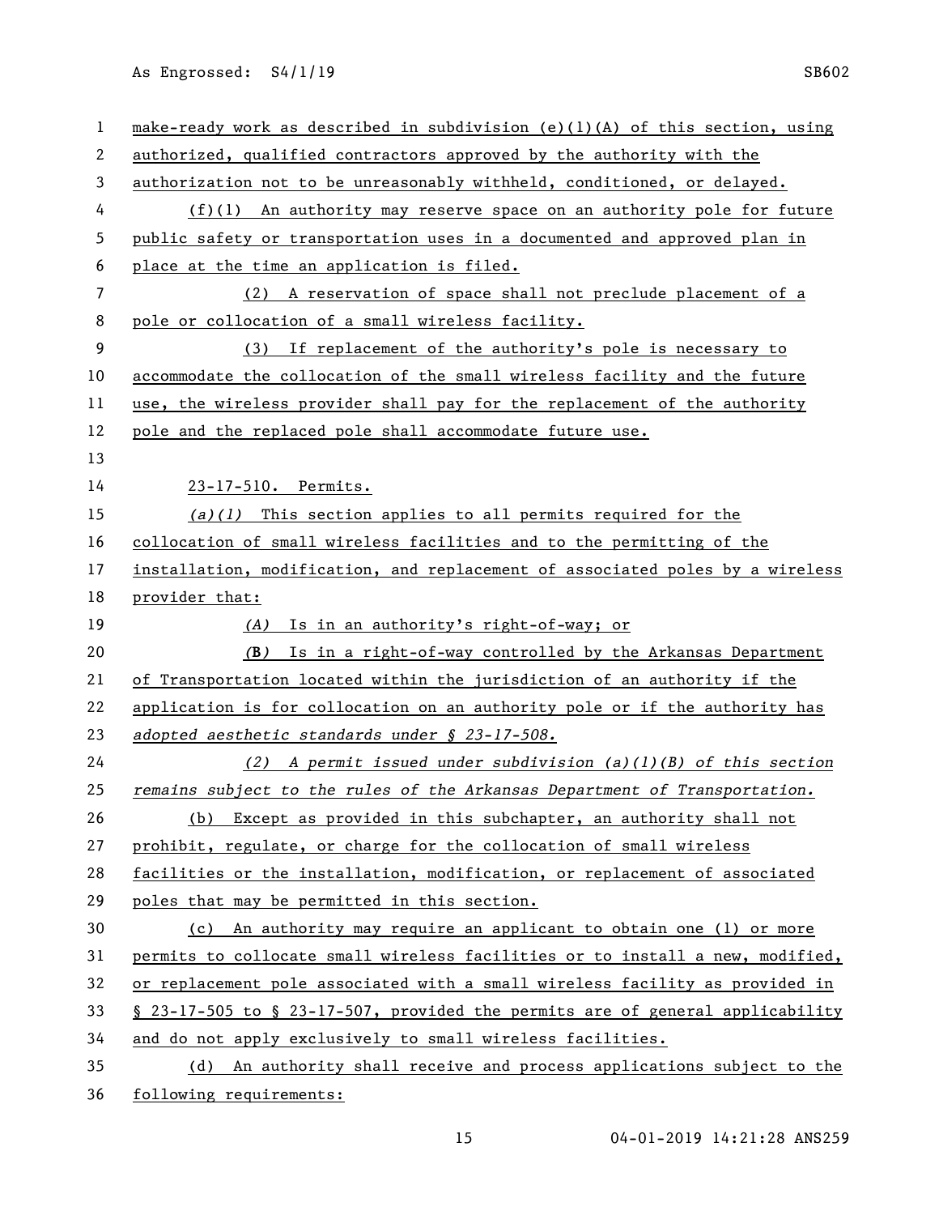make-ready work as described in subdivision (e)(1)(A) of this section, using authorized, qualified contractors approved by the authority with the authorization not to be unreasonably withheld, conditioned, or delayed.

(f)(1) An authority may reserve space on an authority pole for future public safety or transportation uses in a documented and approved plan in place at the time an application is filed.

(2) A reservation of space shall not preclude placement of a pole or collocation of a small wireless facility.

(3) If replacement of the authority's pole is necessary to accommodate the collocation of the small wireless facility and the future use, the wireless provider shall pay for the replacement of the authority pole and the replaced pole shall accommodate future use.

23-17-510. Permits.

*(a)(1)* This section applies to all permits required for the collocation of small wireless facilities and to the permitting of the installation, modification, and replacement of associated poles by a wireless provider that:

*(A)* Is in an authority's right-of-way; or

*(B)* Is in a right-of-way controlled by the Arkansas Department of Transportation located within the jurisdiction of an authority if the application is for collocation on an authority pole or if the authority has *adopted aesthetic standards under § 23-17-508.*

*(2) A permit issued under subdivision (a)(1)(B) of this section remains subject to the rules of the Arkansas Department of Transportation.*

(b) Except as provided in this subchapter, an authority shall not prohibit, regulate, or charge for the collocation of small wireless facilities or the installation, modification, or replacement of associated poles that may be permitted in this section.

(c) An authority may require an applicant to obtain one (1) or more permits to collocate small wireless facilities or to install a new, modified, or replacement pole associated with a small wireless facility as provided in § 23-17-505 to § 23-17-507, provided the permits are of general applicability and do not apply exclusively to small wireless facilities.

(d) An authority shall receive and process applications subject to the following requirements: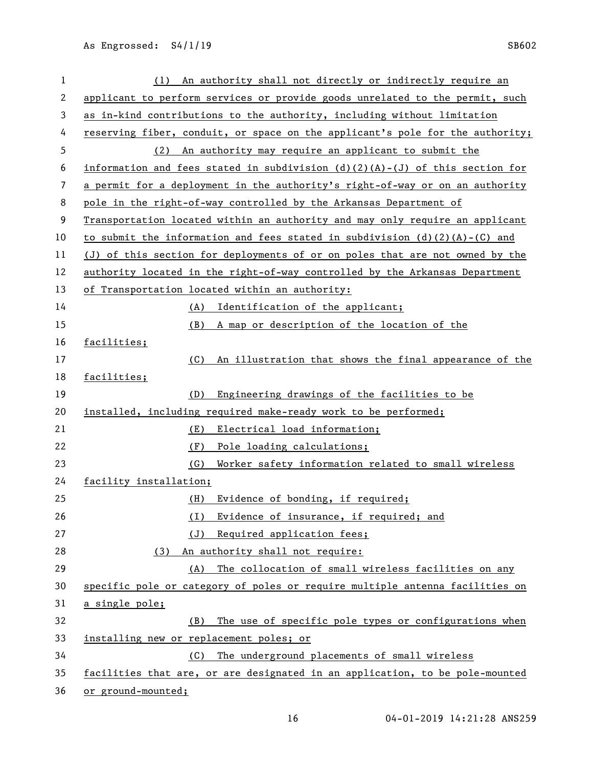(1) An authority shall not directly or indirectly require an applicant to perform services or provide goods unrelated to the permit, such as in-kind contributions to the authority, including without limitation reserving fiber, conduit, or space on the applicant's pole for the authority;

(2) An authority may require an applicant to submit the information and fees stated in subdivision (d)(2)(A)-(J) of this section for a permit for a deployment in the authority's right-of-way or on an authority pole in the right-of-way controlled by the Arkansas Department of Transportation located within an authority and may only require an applicant to submit the information and fees stated in subdivision (d)(2)(A)-(C) and (J) of this section for deployments of or on poles that are not owned by the authority located in the right-of-way controlled by the Arkansas Department of Transportation located within an authority:

(A) Identification of the applicant;

(B) A map or description of the location of the facilities;

(C) An illustration that shows the final appearance of the facilities;

(D) Engineering drawings of the facilities to be installed, including required make-ready work to be performed;

(E) Electrical load information;

(F) Pole loading calculations;

(G) Worker safety information related to small wireless facility installation;

(H) Evidence of bonding, if required;

(I) Evidence of insurance, if required; and

(J) Required application fees;

(3) An authority shall not require:

(A) The collocation of small wireless facilities on any specific pole or category of poles or require multiple antenna facilities on a single pole;

(B) The use of specific pole types or configurations when installing new or replacement poles; or

(C) The underground placements of small wireless facilities that are, or are designated in an application, to be pole-mounted or ground-mounted;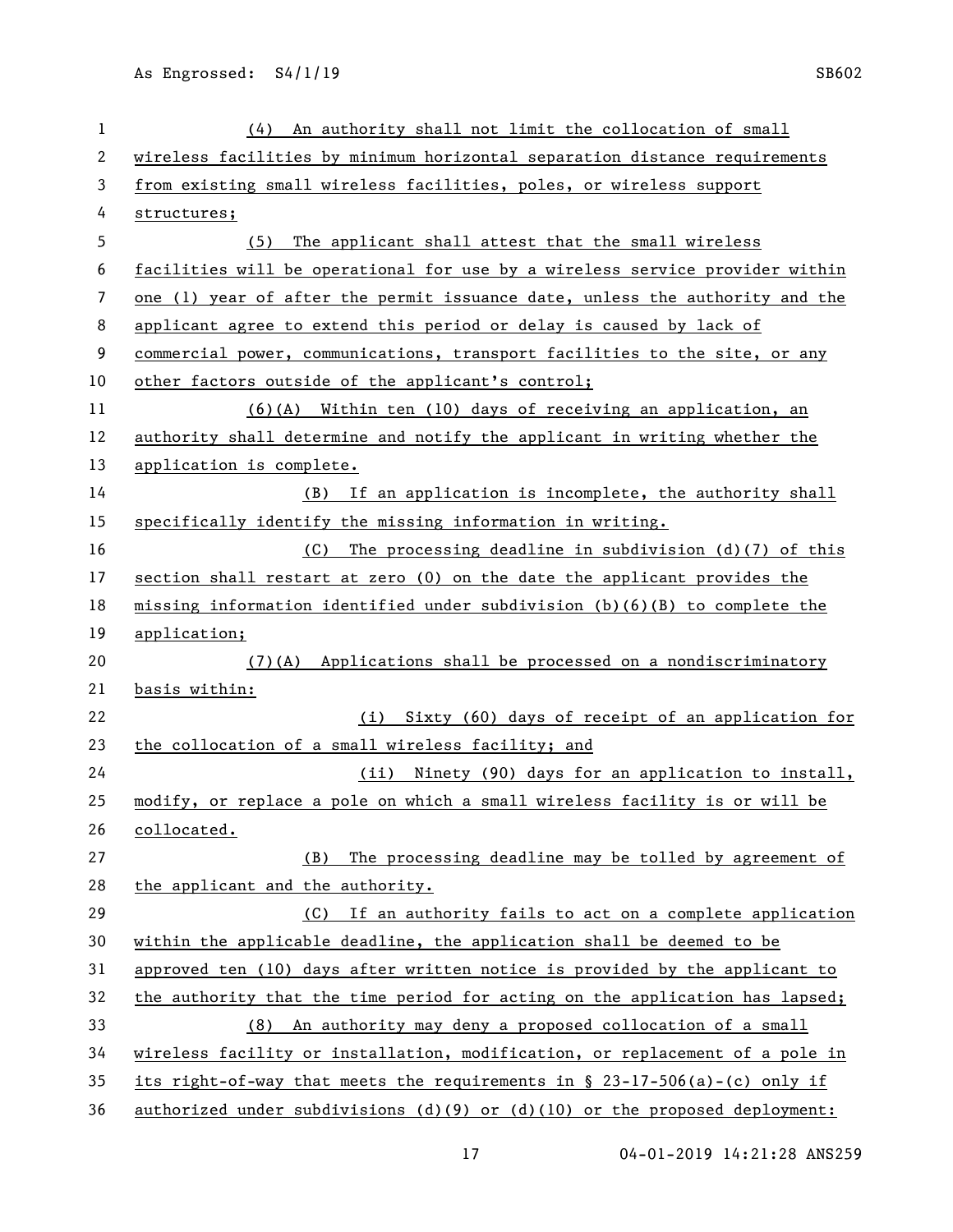(4) An authority shall not limit the collocation of small wireless facilities by minimum horizontal separation distance requirements from existing small wireless facilities, poles, or wireless support structures;

(5) The applicant shall attest that the small wireless facilities will be operational for use by a wireless service provider within one (1) year of after the permit issuance date, unless the authority and the applicant agree to extend this period or delay is caused by lack of commercial power, communications, transport facilities to the site, or any other factors outside of the applicant's control;

(6)(A) Within ten (10) days of receiving an application, an authority shall determine and notify the applicant in writing whether the application is complete.

(B) If an application is incomplete, the authority shall specifically identify the missing information in writing.

(C) The processing deadline in subdivision (d)(7) of this section shall restart at zero (0) on the date the applicant provides the missing information identified under subdivision (b)(6)(B) to complete the application;

(7)(A) Applications shall be processed on a nondiscriminatory basis within:

(i) Sixty (60) days of receipt of an application for the collocation of a small wireless facility; and

(ii) Ninety (90) days for an application to install, modify, or replace a pole on which a small wireless facility is or will be collocated.

(B) The processing deadline may be tolled by agreement of the applicant and the authority.

(C) If an authority fails to act on a complete application within the applicable deadline, the application shall be deemed to be approved ten (10) days after written notice is provided by the applicant to the authority that the time period for acting on the application has lapsed;

(8) An authority may deny a proposed collocation of a small wireless facility or installation, modification, or replacement of a pole in its right-of-way that meets the requirements in § 23-17-506(a)-(c) only if authorized under subdivisions (d)(9) or (d)(10) or the proposed deployment: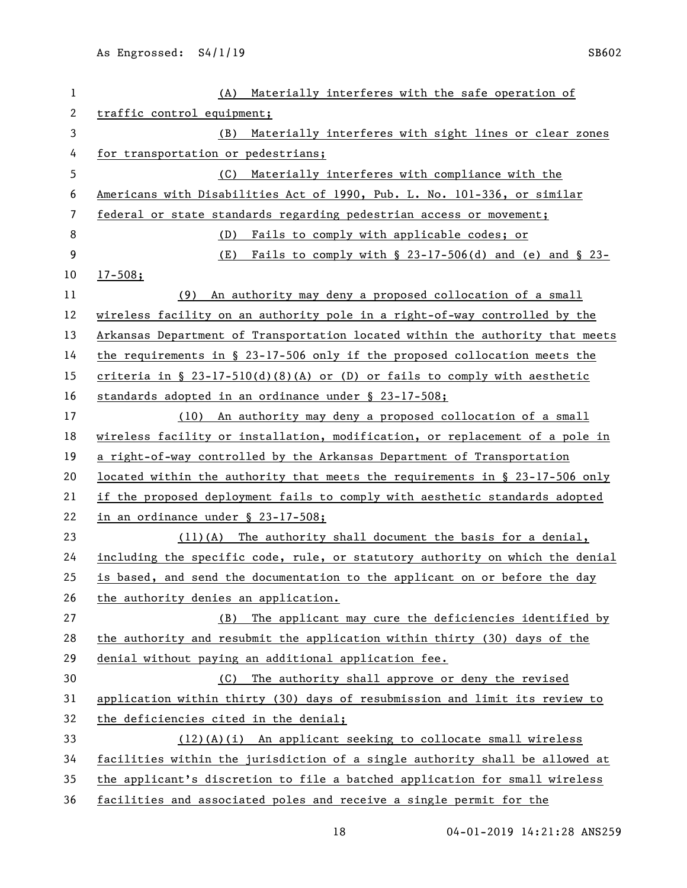(A) Materially interferes with the safe operation of traffic control equipment;

(B) Materially interferes with sight lines or clear zones for transportation or pedestrians;

(C) Materially interferes with compliance with the Americans with Disabilities Act of 1990, Pub. L. No. 101-336, or similar federal or state standards regarding pedestrian access or movement;

(D) Fails to comply with applicable codes; or

(E) Fails to comply with § 23-17-506(d) and (e) and § 23-17-508;

(9) An authority may deny a proposed collocation of a small wireless facility on an authority pole in a right-of-way controlled by the Arkansas Department of Transportation located within the authority that meets the requirements in § 23-17-506 only if the proposed collocation meets the criteria in § 23-17-510(d)(8)(A) or (D) or fails to comply with aesthetic standards adopted in an ordinance under § 23-17-508;

(10) An authority may deny a proposed collocation of a small wireless facility or installation, modification, or replacement of a pole in a right-of-way controlled by the Arkansas Department of Transportation located within the authority that meets the requirements in § 23-17-506 only if the proposed deployment fails to comply with aesthetic standards adopted in an ordinance under § 23-17-508;

(11)(A) The authority shall document the basis for a denial, including the specific code, rule, or statutory authority on which the denial is based, and send the documentation to the applicant on or before the day the authority denies an application.

(B) The applicant may cure the deficiencies identified by the authority and resubmit the application within thirty (30) days of the denial without paying an additional application fee.

(C) The authority shall approve or deny the revised application within thirty (30) days of resubmission and limit its review to the deficiencies cited in the denial;

(12)(A)(i) An applicant seeking to collocate small wireless facilities within the jurisdiction of a single authority shall be allowed at the applicant's discretion to file a batched application for small wireless facilities and associated poles and receive a single permit for the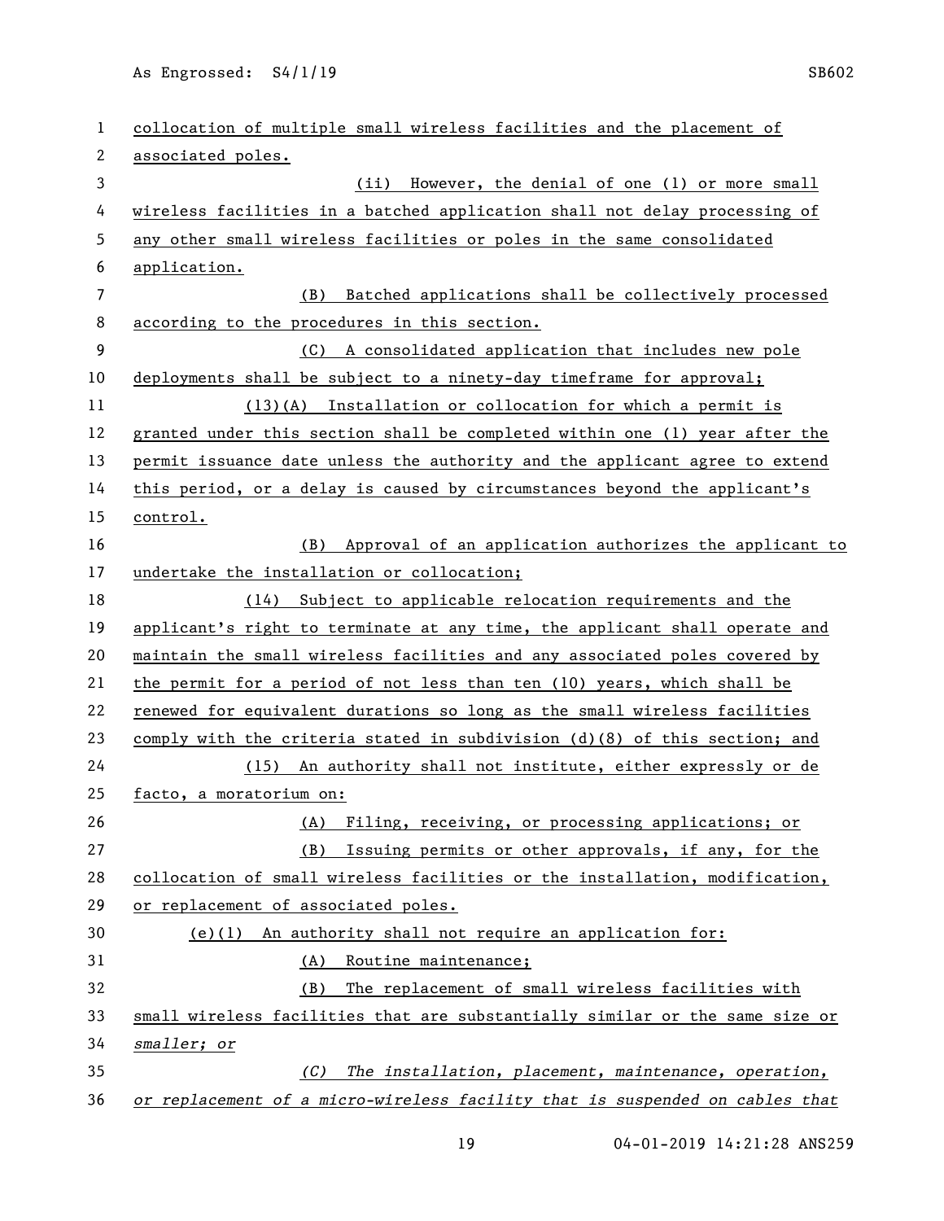collocation of multiple small wireless facilities and the placement of associated poles.

(ii) However, the denial of one (1) or more small wireless facilities in a batched application shall not delay processing of any other small wireless facilities or poles in the same consolidated application.

(B) Batched applications shall be collectively processed according to the procedures in this section.

(C) A consolidated application that includes new pole deployments shall be subject to a ninety-day timeframe for approval;

(13)(A) Installation or collocation for which a permit is granted under this section shall be completed within one (1) year after the permit issuance date unless the authority and the applicant agree to extend this period, or a delay is caused by circumstances beyond the applicant's control.

(B) Approval of an application authorizes the applicant to undertake the installation or collocation;

(14) Subject to applicable relocation requirements and the applicant's right to terminate at any time, the applicant shall operate and maintain the small wireless facilities and any associated poles covered by the permit for a period of not less than ten (10) years, which shall be renewed for equivalent durations so long as the small wireless facilities comply with the criteria stated in subdivision (d)(8) of this section; and

(15) An authority shall not institute, either expressly or de facto, a moratorium on:

(A) Filing, receiving, or processing applications; or

(B) Issuing permits or other approvals, if any, for the collocation of small wireless facilities or the installation, modification, or replacement of associated poles.

(e)(1) An authority shall not require an application for:

(A) Routine maintenance;

(B) The replacement of small wireless facilities with small wireless facilities that are substantially similar or the same size or *smaller; or*

*(C) The installation, placement, maintenance, operation, or replacement of a micro-wireless facility that is suspended on cables that*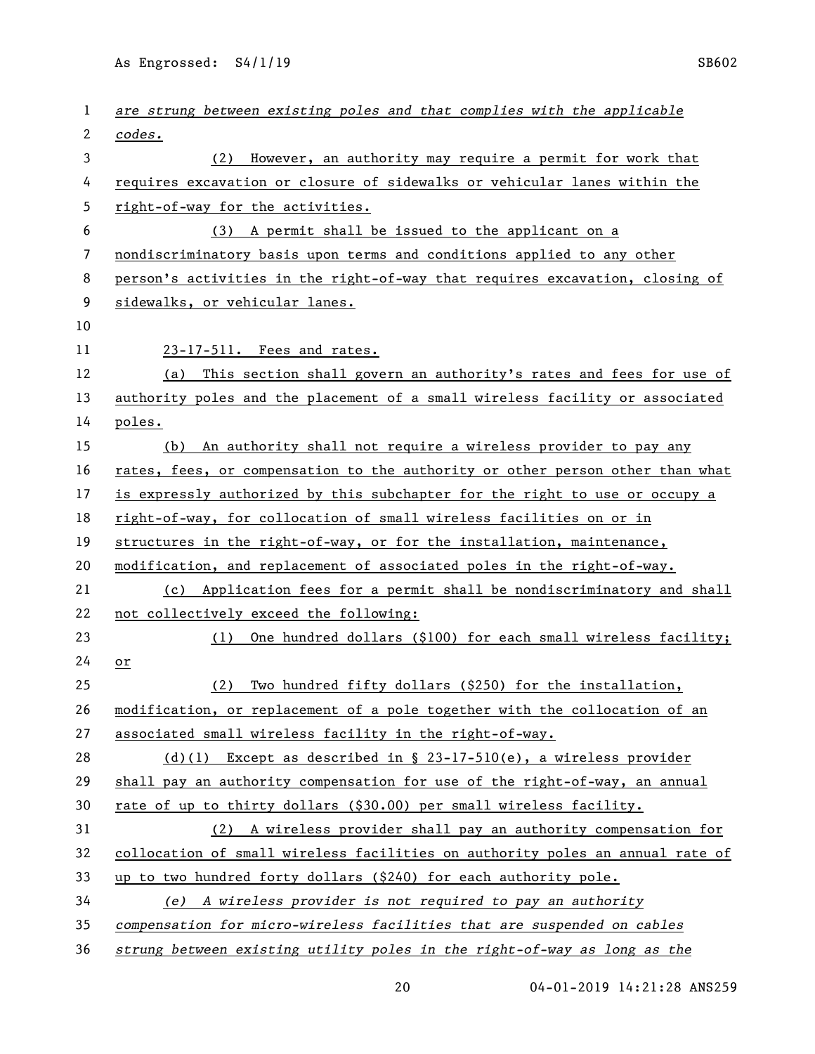*are strung between existing poles and that complies with the applicable codes.*

(2) However, an authority may require a permit for work that requires excavation or closure of sidewalks or vehicular lanes within the right-of-way for the activities.

(3) A permit shall be issued to the applicant on a nondiscriminatory basis upon terms and conditions applied to any other person's activities in the right-of-way that requires excavation, closing of sidewalks, or vehicular lanes.

23-17-511. Fees and rates.

(a) This section shall govern an authority's rates and fees for use of authority poles and the placement of a small wireless facility or associated poles.

(b) An authority shall not require a wireless provider to pay any rates, fees, or compensation to the authority or other person other than what is expressly authorized by this subchapter for the right to use or occupy a right-of-way, for collocation of small wireless facilities on or in structures in the right-of-way, or for the installation, maintenance, modification, and replacement of associated poles in the right-of-way.

(c) Application fees for a permit shall be nondiscriminatory and shall not collectively exceed the following:

(1) One hundred dollars ($100) for each small wireless facility; or

(2) Two hundred fifty dollars ($250) for the installation, modification, or replacement of a pole together with the collocation of an associated small wireless facility in the right-of-way.

(d)(1) Except as described in § 23-17-510(e), a wireless provider shall pay an authority compensation for use of the right-of-way, an annual rate of up to thirty dollars ($30.00) per small wireless facility.

(2) A wireless provider shall pay an authority compensation for collocation of small wireless facilities on authority poles an annual rate of up to two hundred forty dollars ($240) for each authority pole.

*(e) A wireless provider is not required to pay an authority compensation for micro-wireless facilities that are suspended on cables strung between existing utility poles in the right-of-way as long as the*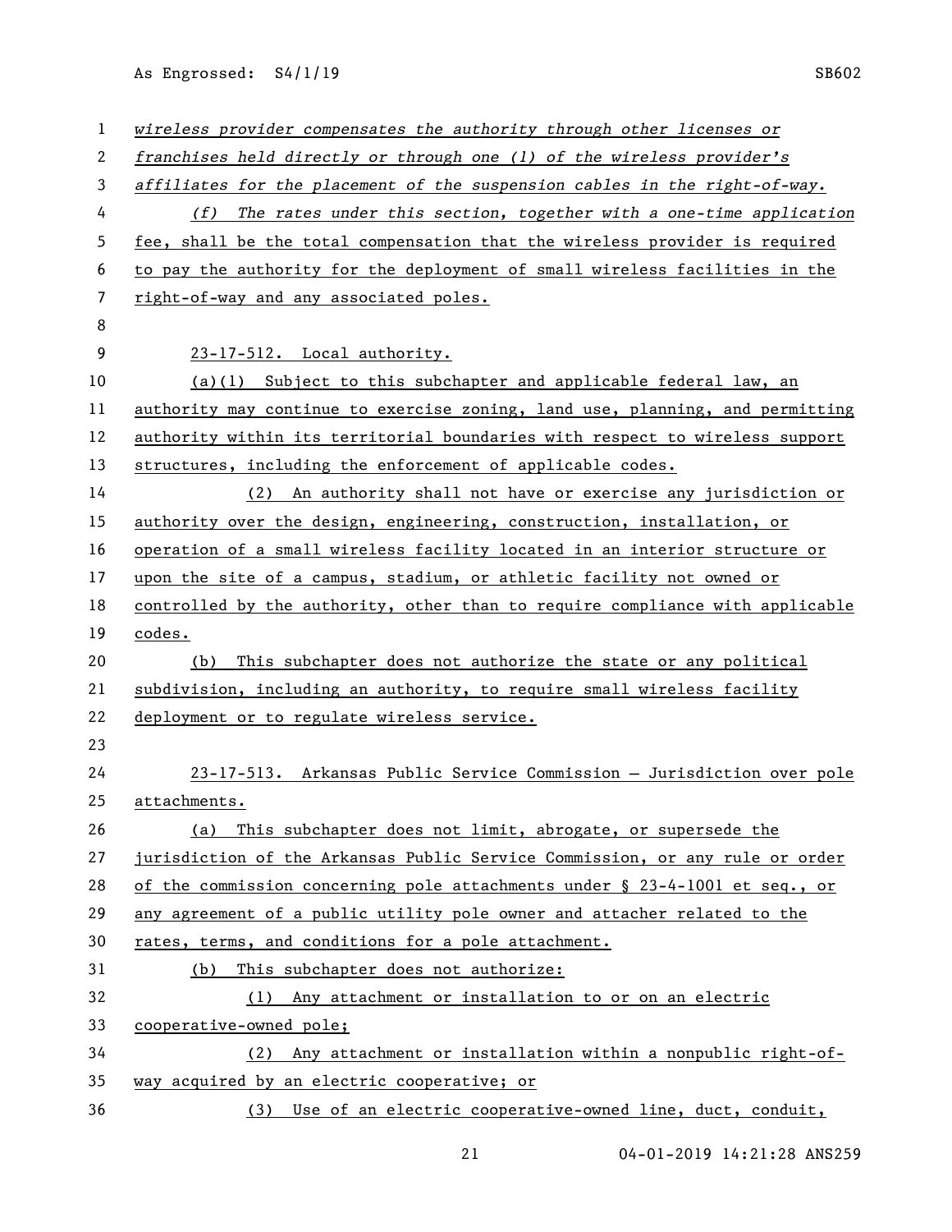*wireless provider compensates the authority through other licenses or franchises held directly or through one (1) of the wireless provider's affiliates for the placement of the suspension cables in the right-of-way.*

*(f)* The rates under this section, together with a one-time application fee, shall be the total compensation that the wireless provider is required to pay the authority for the deployment of small wireless facilities in the right-of-way and any associated poles.

23-17-512. Local authority.

(a)(1) Subject to this subchapter and applicable federal law, an authority may continue to exercise zoning, land use, planning, and permitting authority within its territorial boundaries with respect to wireless support structures, including the enforcement of applicable codes.

(2) An authority shall not have or exercise any jurisdiction or authority over the design, engineering, construction, installation, or operation of a small wireless facility located in an interior structure or upon the site of a campus, stadium, or athletic facility not owned or controlled by the authority, other than to require compliance with applicable codes.

(b) This subchapter does not authorize the state or any political subdivision, including an authority, to require small wireless facility deployment or to regulate wireless service.

23-17-513. Arkansas Public Service Commission — Jurisdiction over pole attachments.

(a) This subchapter does not limit, abrogate, or supersede the jurisdiction of the Arkansas Public Service Commission, or any rule or order of the commission concerning pole attachments under § 23-4-1001 et seq., or any agreement of a public utility pole owner and attacher related to the rates, terms, and conditions for a pole attachment.

(b) This subchapter does not authorize:

(1) Any attachment or installation to or on an electric cooperative-owned pole;

(2) Any attachment or installation within a nonpublic right-of-way acquired by an electric cooperative; or

(3) Use of an electric cooperative-owned line, duct, conduit,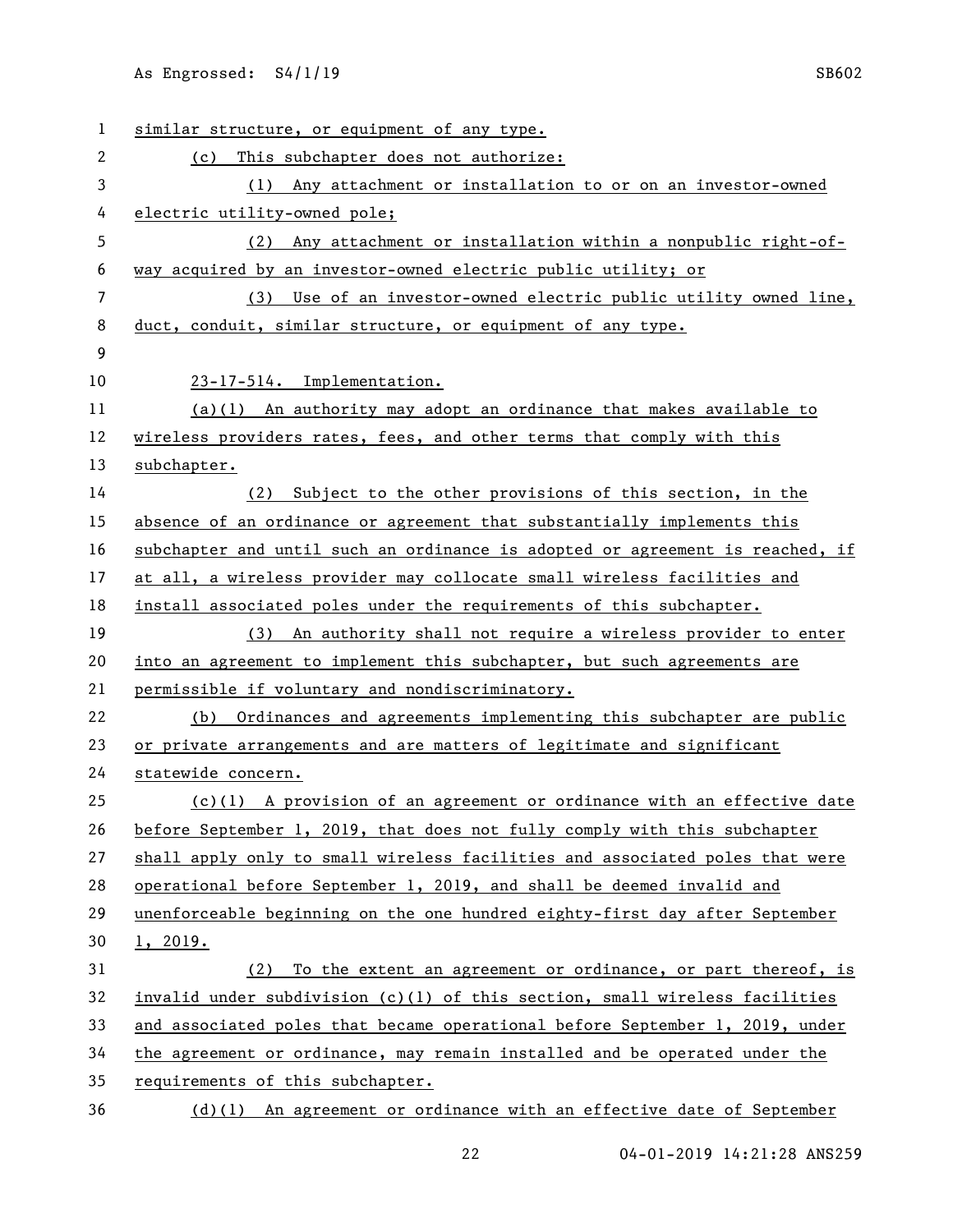similar structure, or equipment of any type.

(c) This subchapter does not authorize:

(1) Any attachment or installation to or on an investor-owned electric utility-owned pole;

(2) Any attachment or installation within a nonpublic right-of-way acquired by an investor-owned electric public utility; or

(3) Use of an investor-owned electric public utility owned line, duct, conduit, similar structure, or equipment of any type.

23-17-514. Implementation.

(a)(1) An authority may adopt an ordinance that makes available to wireless providers rates, fees, and other terms that comply with this subchapter.

(2) Subject to the other provisions of this section, in the absence of an ordinance or agreement that substantially implements this subchapter and until such an ordinance is adopted or agreement is reached, if at all, a wireless provider may collocate small wireless facilities and install associated poles under the requirements of this subchapter.

(3) An authority shall not require a wireless provider to enter into an agreement to implement this subchapter, but such agreements are permissible if voluntary and nondiscriminatory.

(b) Ordinances and agreements implementing this subchapter are public or private arrangements and are matters of legitimate and significant statewide concern.

(c)(1) A provision of an agreement or ordinance with an effective date before September 1, 2019, that does not fully comply with this subchapter shall apply only to small wireless facilities and associated poles that were operational before September 1, 2019, and shall be deemed invalid and unenforceable beginning on the one hundred eighty-first day after September 1, 2019.

(2) To the extent an agreement or ordinance, or part thereof, is invalid under subdivision (c)(1) of this section, small wireless facilities and associated poles that became operational before September 1, 2019, under the agreement or ordinance, may remain installed and be operated under the requirements of this subchapter.

(d)(1) An agreement or ordinance with an effective date of September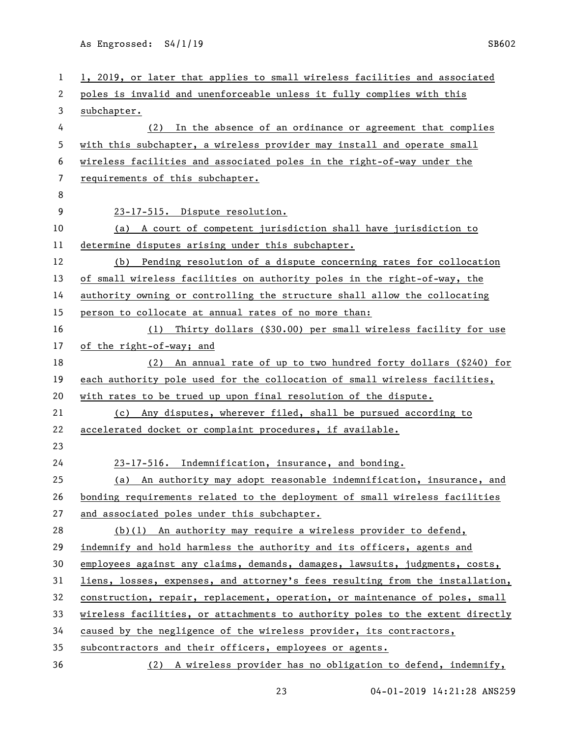1, 2019, or later that applies to small wireless facilities and associated poles is invalid and unenforceable unless it fully complies with this subchapter.

(2) In the absence of an ordinance or agreement that complies with this subchapter, a wireless provider may install and operate small wireless facilities and associated poles in the right-of-way under the requirements of this subchapter.

23-17-515. Dispute resolution.

(a) A court of competent jurisdiction shall have jurisdiction to determine disputes arising under this subchapter.

(b) Pending resolution of a dispute concerning rates for collocation of small wireless facilities on authority poles in the right-of-way, the authority owning or controlling the structure shall allow the collocating person to collocate at annual rates of no more than:

(1) Thirty dollars ($30.00) per small wireless facility for use of the right-of-way; and

(2) An annual rate of up to two hundred forty dollars ($240) for each authority pole used for the collocation of small wireless facilities, with rates to be trued up upon final resolution of the dispute.

(c) Any disputes, wherever filed, shall be pursued according to accelerated docket or complaint procedures, if available.

23-17-516. Indemnification, insurance, and bonding.

(a) An authority may adopt reasonable indemnification, insurance, and bonding requirements related to the deployment of small wireless facilities and associated poles under this subchapter.

(b)(1) An authority may require a wireless provider to defend, indemnify and hold harmless the authority and its officers, agents and employees against any claims, demands, damages, lawsuits, judgments, costs, liens, losses, expenses, and attorney's fees resulting from the installation, construction, repair, replacement, operation, or maintenance of poles, small wireless facilities, or attachments to authority poles to the extent directly caused by the negligence of the wireless provider, its contractors, subcontractors and their officers, employees or agents.

(2) A wireless provider has no obligation to defend, indemnify,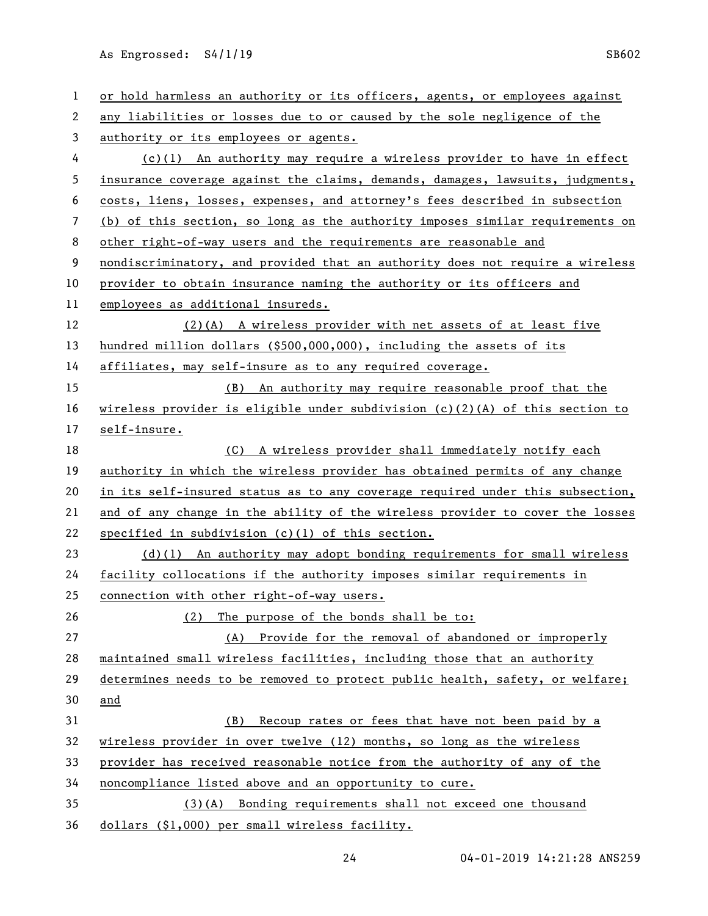or hold harmless an authority or its officers, agents, or employees against any liabilities or losses due to or caused by the sole negligence of the authority or its employees or agents.

(c)(1) An authority may require a wireless provider to have in effect insurance coverage against the claims, demands, damages, lawsuits, judgments, costs, liens, losses, expenses, and attorney's fees described in subsection (b) of this section, so long as the authority imposes similar requirements on other right-of-way users and the requirements are reasonable and nondiscriminatory, and provided that an authority does not require a wireless provider to obtain insurance naming the authority or its officers and employees as additional insureds.

(2)(A) A wireless provider with net assets of at least five hundred million dollars ($500,000,000), including the assets of its affiliates, may self-insure as to any required coverage.

(B) An authority may require reasonable proof that the wireless provider is eligible under subdivision (c)(2)(A) of this section to self-insure.

(C) A wireless provider shall immediately notify each authority in which the wireless provider has obtained permits of any change in its self-insured status as to any coverage required under this subsection, and of any change in the ability of the wireless provider to cover the losses specified in subdivision (c)(1) of this section.

(d)(1) An authority may adopt bonding requirements for small wireless facility collocations if the authority imposes similar requirements in connection with other right-of-way users.

(2) The purpose of the bonds shall be to:

(A) Provide for the removal of abandoned or improperly maintained small wireless facilities, including those that an authority determines needs to be removed to protect public health, safety, or welfare; and

(B) Recoup rates or fees that have not been paid by a wireless provider in over twelve (12) months, so long as the wireless provider has received reasonable notice from the authority of any of the noncompliance listed above and an opportunity to cure.

(3)(A) Bonding requirements shall not exceed one thousand dollars ($1,000) per small wireless facility.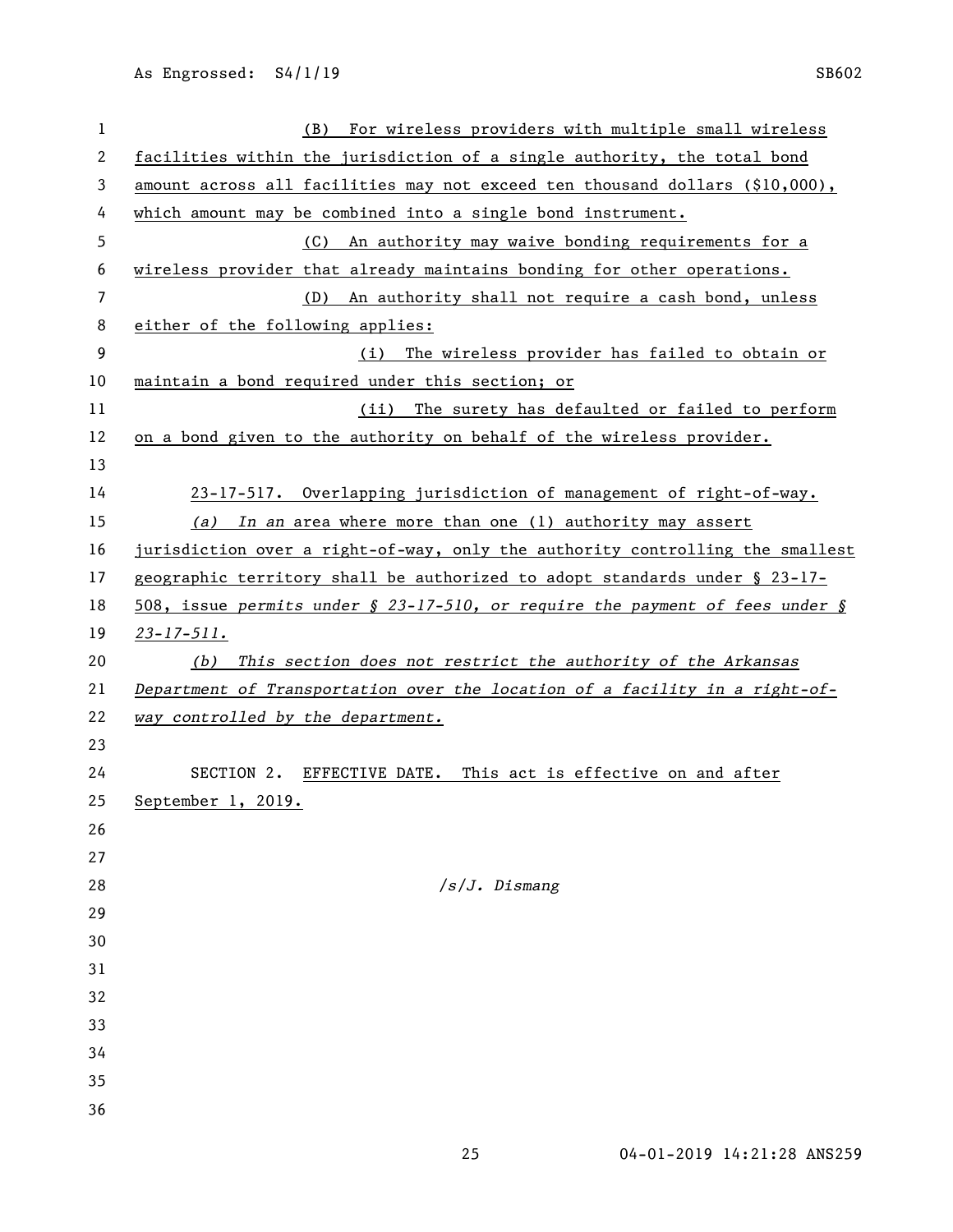(B) For wireless providers with multiple small wireless facilities within the jurisdiction of a single authority, the total bond amount across all facilities may not exceed ten thousand dollars ($10,000), which amount may be combined into a single bond instrument.

(C) An authority may waive bonding requirements for a wireless provider that already maintains bonding for other operations.

(D) An authority shall not require a cash bond, unless either of the following applies:

(i) The wireless provider has failed to obtain or maintain a bond required under this section; or

(ii) The surety has defaulted or failed to perform on a bond given to the authority on behalf of the wireless provider.

23-17-517. Overlapping jurisdiction of management of right-of-way.

*(a) In an* area where more than one (1) authority may assert jurisdiction over a right-of-way, only the authority controlling the smallest geographic territory shall be authorized to adopt standards under § 23-17-508, issue *permits under § 23-17-510, or require the payment of fees under § 23-17-511.*

*(b) This section does not restrict the authority of the Arkansas Department of Transportation over the location of a facility in a right-of-way controlled by the department.*

SECTION 2. EFFECTIVE DATE. This act is effective on and after September 1, 2019.

*/s/J. Dismang*